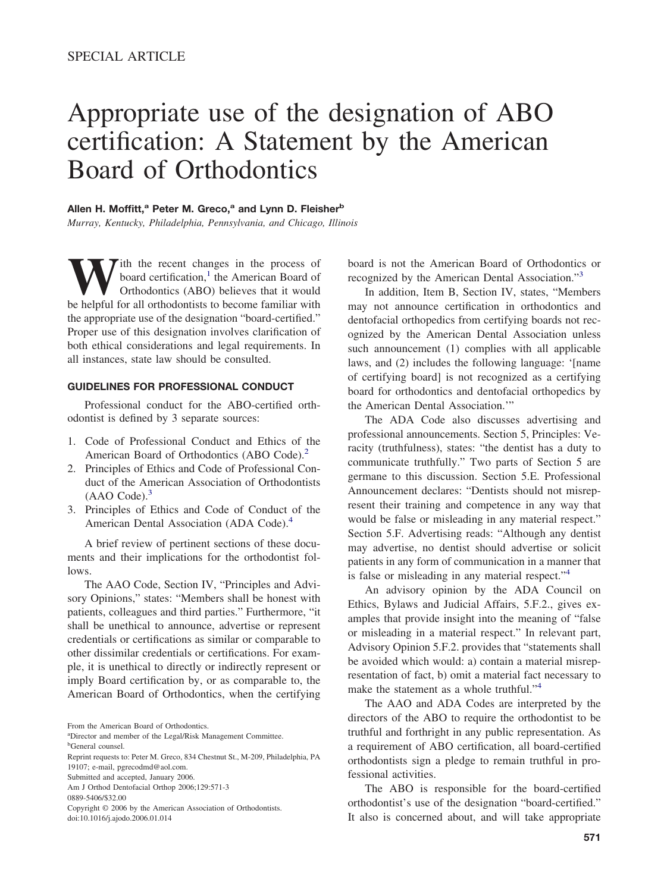SPECIAL ARTICLE

# Appropriate use of the designation of ABO certification: A Statement by the American Board of Orthodontics

**Allen H. Moffitt,[a] Peter M. Greco,[a] and Lynn D. Fleisher[b]**
*Murray, Kentucky, Philadelphia, Pennsylvania, and Chicago, Illinois*

With the recent changes in the process of board certification,[1] the American Board of Orthodontics (ABO) believes that it would be helpful for all orthodontists to become familiar with the appropriate use of the designation "board-certified." Proper use of this designation involves clarification of both ethical considerations and legal requirements. In all instances, state law should be consulted.

### GUIDELINES FOR PROFESSIONAL CONDUCT

Professional conduct for the ABO-certified orthodontist is defined by 3 separate sources:

1. Code of Professional Conduct and Ethics of the American Board of Orthodontics (ABO Code).[2]
2. Principles of Ethics and Code of Professional Conduct of the American Association of Orthodontists (AAO Code).[3]
3. Principles of Ethics and Code of Conduct of the American Dental Association (ADA Code).[4]

A brief review of pertinent sections of these documents and their implications for the orthodontist follows.

The AAO Code, Section IV, "Principles and Advisory Opinions," states: "Members shall be honest with patients, colleagues and third parties." Furthermore, "it shall be unethical to announce, advertise or represent credentials or certifications as similar or comparable to other dissimilar credentials or certifications. For example, it is unethical to directly or indirectly represent or imply Board certification by, or as comparable to, the American Board of Orthodontics, when the certifying board is not the American Board of Orthodontics or recognized by the American Dental Association."[3]

In addition, Item B, Section IV, states, "Members may not announce certification in orthodontics and dentofacial orthopedics from certifying boards not recognized by the American Dental Association unless such announcement (1) complies with all applicable laws, and (2) includes the following language: '[name of certifying board] is not recognized as a certifying board for orthodontics and dentofacial orthopedics by the American Dental Association.'"

The ADA Code also discusses advertising and professional announcements. Section 5, Principles: Veracity (truthfulness), states: "the dentist has a duty to communicate truthfully." Two parts of Section 5 are germane to this discussion. Section 5.E. Professional Announcement declares: "Dentists should not misrepresent their training and competence in any way that would be false or misleading in any material respect." Section 5.F. Advertising reads: "Although any dentist may advertise, no dentist should advertise or solicit patients in any form of communication in a manner that is false or misleading in any material respect."[4]

An advisory opinion by the ADA Council on Ethics, Bylaws and Judicial Affairs, 5.F.2., gives examples that provide insight into the meaning of "false or misleading in a material respect." In relevant part, Advisory Opinion 5.F.2. provides that "statements shall be avoided which would: a) contain a material misrepresentation of fact, b) omit a material fact necessary to make the statement as a whole truthful."[4]

The AAO and ADA Codes are interpreted by the directors of the ABO to require the orthodontist to be truthful and forthright in any public representation. As a requirement of ABO certification, all board-certified orthodontists sign a pledge to remain truthful in professional activities.

The ABO is responsible for the board-certified orthodontist's use of the designation "board-certified." It also is concerned about, and will take appropriate

From the American Board of Orthodontics.
[a]Director and member of the Legal/Risk Management Committee.
[b]General counsel.
Reprint requests to: Peter M. Greco, 834 Chestnut St., M-209, Philadelphia, PA 19107; e-mail, pgrecodmd@aol.com.
Submitted and accepted, January 2006.
Am J Orthod Dentofacial Orthop 2006;129:571-3
0889-5406/$32.00
Copyright © 2006 by the American Association of Orthodontists.
doi:10.1016/j.ajodo.2006.01.014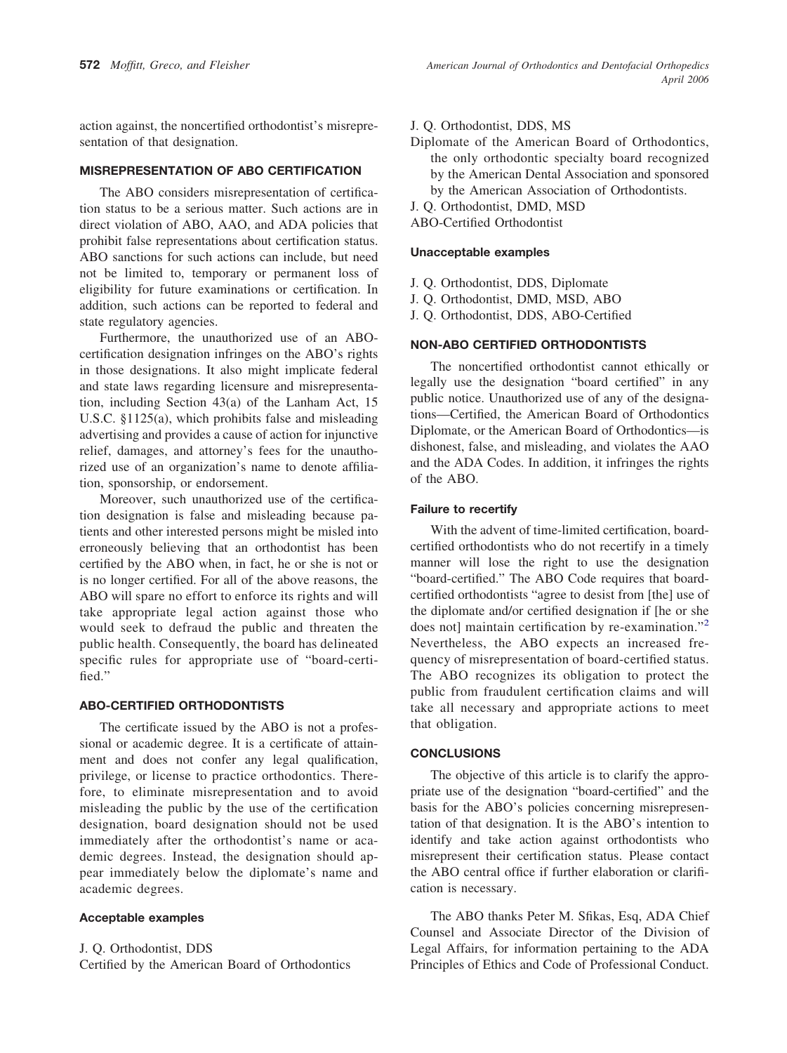action against, the noncertified orthodontist's misrepresentation of that designation.

## MISREPRESENTATION OF ABO CERTIFICATION

The ABO considers misrepresentation of certification status to be a serious matter. Such actions are in direct violation of ABO, AAO, and ADA policies that prohibit false representations about certification status. ABO sanctions for such actions can include, but need not be limited to, temporary or permanent loss of eligibility for future examinations or certification. In addition, such actions can be reported to federal and state regulatory agencies.

Furthermore, the unauthorized use of an ABO-certification designation infringes on the ABO's rights in those designations. It also might implicate federal and state laws regarding licensure and misrepresentation, including Section 43(a) of the Lanham Act, 15 U.S.C. §1125(a), which prohibits false and misleading advertising and provides a cause of action for injunctive relief, damages, and attorney's fees for the unauthorized use of an organization's name to denote affiliation, sponsorship, or endorsement.

Moreover, such unauthorized use of the certification designation is false and misleading because patients and other interested persons might be misled into erroneously believing that an orthodontist has been certified by the ABO when, in fact, he or she is not or is no longer certified. For all of the above reasons, the ABO will spare no effort to enforce its rights and will take appropriate legal action against those who would seek to defraud the public and threaten the public health. Consequently, the board has delineated specific rules for appropriate use of "board-certified."

## ABO-CERTIFIED ORTHODONTISTS

The certificate issued by the ABO is not a professional or academic degree. It is a certificate of attainment and does not confer any legal qualification, privilege, or license to practice orthodontics. Therefore, to eliminate misrepresentation and to avoid misleading the public by the use of the certification designation, board designation should not be used immediately after the orthodontist's name or academic degrees. Instead, the designation should appear immediately below the diplomate's name and academic degrees.

### Acceptable examples

J. Q. Orthodontist, DDS
Certified by the American Board of Orthodontics

J. Q. Orthodontist, DDS, MS
Diplomate of the American Board of Orthodontics, the only orthodontic specialty board recognized by the American Dental Association and sponsored by the American Association of Orthodontists.

J. Q. Orthodontist, DMD, MSD
ABO-Certified Orthodontist

### Unacceptable examples

J. Q. Orthodontist, DDS, Diplomate
J. Q. Orthodontist, DMD, MSD, ABO
J. Q. Orthodontist, DDS, ABO-Certified

## NON-ABO CERTIFIED ORTHODONTISTS

The noncertified orthodontist cannot ethically or legally use the designation "board certified" in any public notice. Unauthorized use of any of the designations—Certified, the American Board of Orthodontics Diplomate, or the American Board of Orthodontics—is dishonest, false, and misleading, and violates the AAO and the ADA Codes. In addition, it infringes the rights of the ABO.

### Failure to recertify

With the advent of time-limited certification, board-certified orthodontists who do not recertify in a timely manner will lose the right to use the designation "board-certified." The ABO Code requires that board-certified orthodontists "agree to desist from [the] use of the diplomate and/or certified designation if [he or she does not] maintain certification by re-examination."[2] Nevertheless, the ABO expects an increased frequency of misrepresentation of board-certified status. The ABO recognizes its obligation to protect the public from fraudulent certification claims and will take all necessary and appropriate actions to meet that obligation.

## CONCLUSIONS

The objective of this article is to clarify the appropriate use of the designation "board-certified" and the basis for the ABO's policies concerning misrepresentation of that designation. It is the ABO's intention to identify and take action against orthodontists who misrepresent their certification status. Please contact the ABO central office if further elaboration or clarification is necessary.

The ABO thanks Peter M. Sfikas, Esq, ADA Chief Counsel and Associate Director of the Division of Legal Affairs, for information pertaining to the ADA Principles of Ethics and Code of Professional Conduct.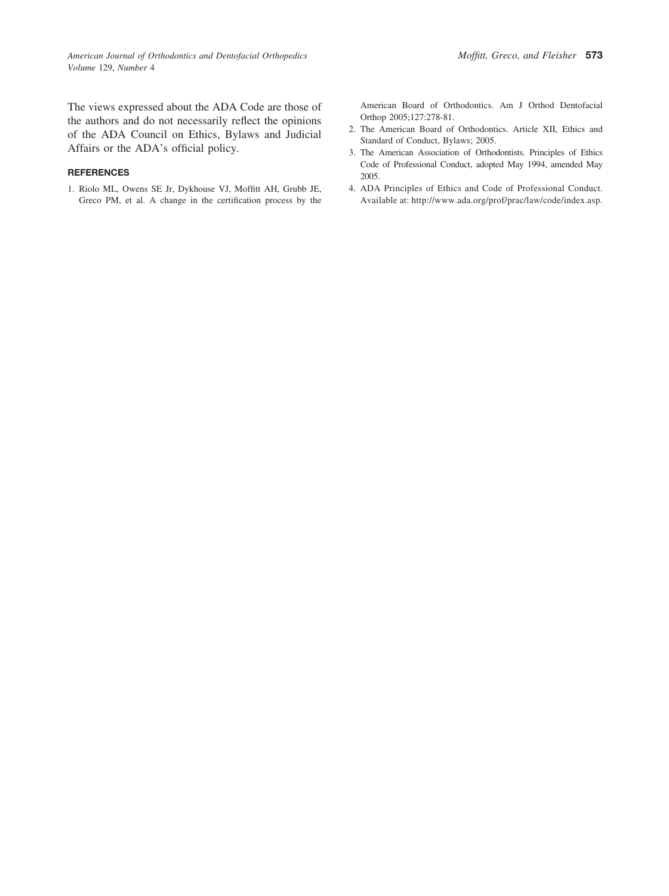The views expressed about the ADA Code are those of the authors and do not necessarily reflect the opinions of the ADA Council on Ethics, Bylaws and Judicial Affairs or the ADA's official policy.

## REFERENCES

1. Riolo ML, Owens SE Jr, Dykhouse VJ, Moffitt AH, Grubb JE, Greco PM, et al. A change in the certification process by the American Board of Orthodontics. Am J Orthod Dentofacial Orthop 2005;127:278-81.
2. The American Board of Orthodontics. Article XII, Ethics and Standard of Conduct, Bylaws; 2005.
3. The American Association of Orthodontists. Principles of Ethics Code of Professional Conduct, adopted May 1994, amended May 2005.
4. ADA Principles of Ethics and Code of Professional Conduct. Available at: http://www.ada.org/prof/prac/law/code/index.asp.